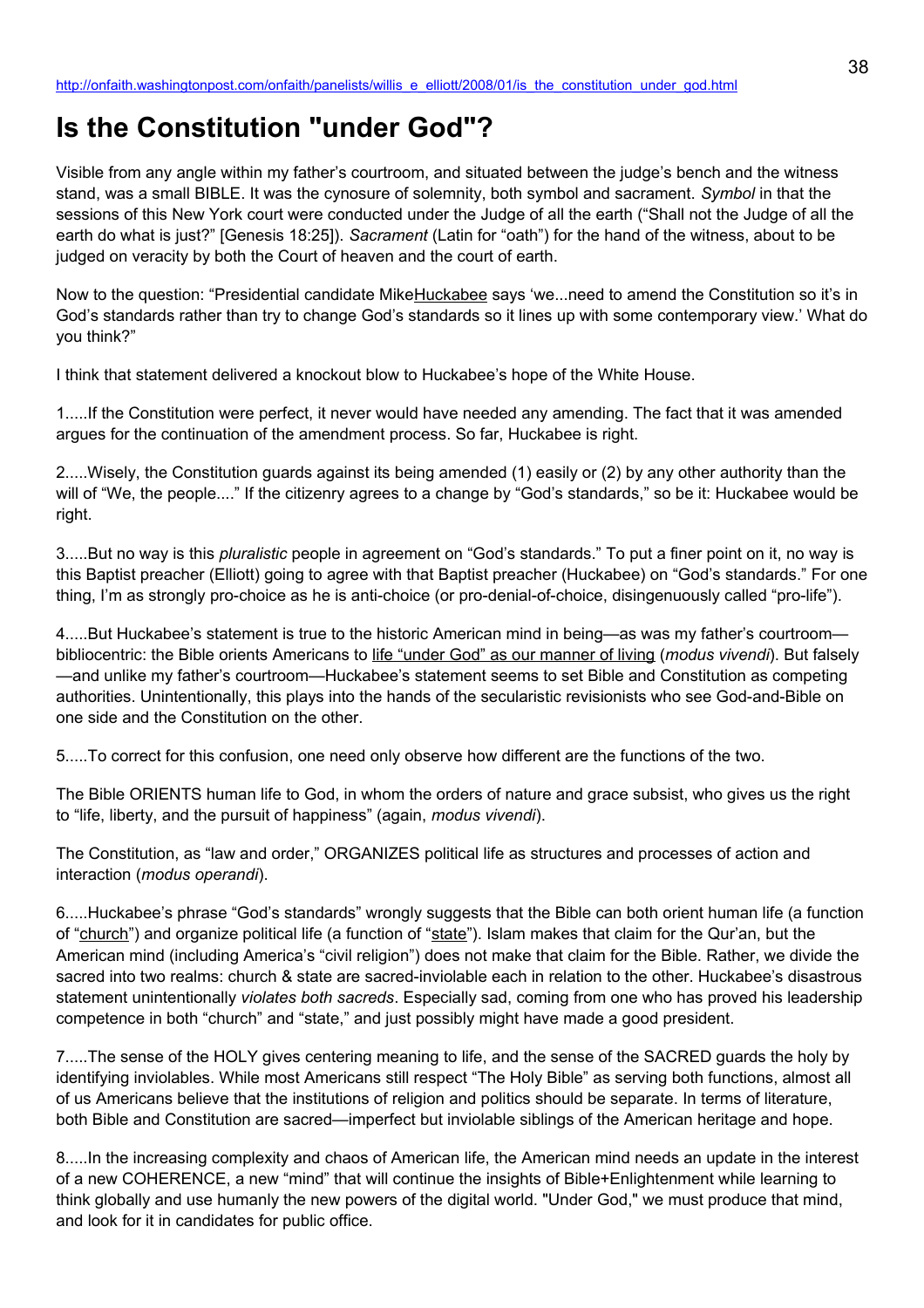http://onfaith.washingtonpost.com/onfaith/panelists/willis_e_elliott/2008/01/is_the_constitution_under_god.html

# Is the Constitution "under God"?

Visible from any angle within my father's courtroom, and situated between the judge's bench and the witness stand, was a small BIBLE. It was the cynosure of solemnity, both symbol and sacrament. *Symbol* in that the sessions of this New York court were conducted under the Judge of all the earth ("Shall not the Judge of all the earth do what is just?" [Genesis 18:25]). *Sacrament* (Latin for "oath") for the hand of the witness, about to be judged on veracity by both the Court of heaven and the court of earth.

Now to the question: "Presidential candidate MikeHuckabee says 'we...need to amend the Constitution so it's in God's standards rather than try to change God's standards so it lines up with some contemporary view.' What do you think?"

I think that statement delivered a knockout blow to Huckabee's hope of the White House.

1.....If the Constitution were perfect, it never would have needed any amending. The fact that it was amended argues for the continuation of the amendment process. So far, Huckabee is right.

2.....Wisely, the Constitution guards against its being amended (1) easily or (2) by any other authority than the will of "We, the people...." If the citizenry agrees to a change by "God's standards," so be it: Huckabee would be right.

3.....But no way is this *pluralistic* people in agreement on "God's standards." To put a finer point on it, no way is this Baptist preacher (Elliott) going to agree with that Baptist preacher (Huckabee) on "God's standards." For one thing, I'm as strongly pro-choice as he is anti-choice (or pro-denial-of-choice, disingenuously called "pro-life").

4.....But Huckabee's statement is true to the historic American mind in being—as was my father's courtroom—bibliocentric: the Bible orients Americans to life "under God" as our manner of living (*modus vivendi*). But falsely—and unlike my father's courtroom—Huckabee's statement seems to set Bible and Constitution as competing authorities. Unintentionally, this plays into the hands of the secularistic revisionists who see God-and-Bible on one side and the Constitution on the other.

5.....To correct for this confusion, one need only observe how different are the functions of the two.

The Bible ORIENTS human life to God, in whom the orders of nature and grace subsist, who gives us the right to "life, liberty, and the pursuit of happiness" (again, *modus vivendi*).

The Constitution, as "law and order," ORGANIZES political life as structures and processes of action and interaction (*modus operandi*).

6.....Huckabee's phrase "God's standards" wrongly suggests that the Bible can both orient human life (a function of "church") and organize political life (a function of "state"). Islam makes that claim for the Qur'an, but the American mind (including America's "civil religion") does not make that claim for the Bible. Rather, we divide the sacred into two realms: church & state are sacred-inviolable each in relation to the other. Huckabee's disastrous statement unintentionally *violates both sacreds*. Especially sad, coming from one who has proved his leadership competence in both "church" and "state," and just possibly might have made a good president.

7.....The sense of the HOLY gives centering meaning to life, and the sense of the SACRED guards the holy by identifying inviolables. While most Americans still respect "The Holy Bible" as serving both functions, almost all of us Americans believe that the institutions of religion and politics should be separate. In terms of literature, both Bible and Constitution are sacred—imperfect but inviolable siblings of the American heritage and hope.

8.....In the increasing complexity and chaos of American life, the American mind needs an update in the interest of a new COHERENCE, a new "mind" that will continue the insights of Bible+Enlightenment while learning to think globally and use humanly the new powers of the digital world. "Under God," we must produce that mind, and look for it in candidates for public office.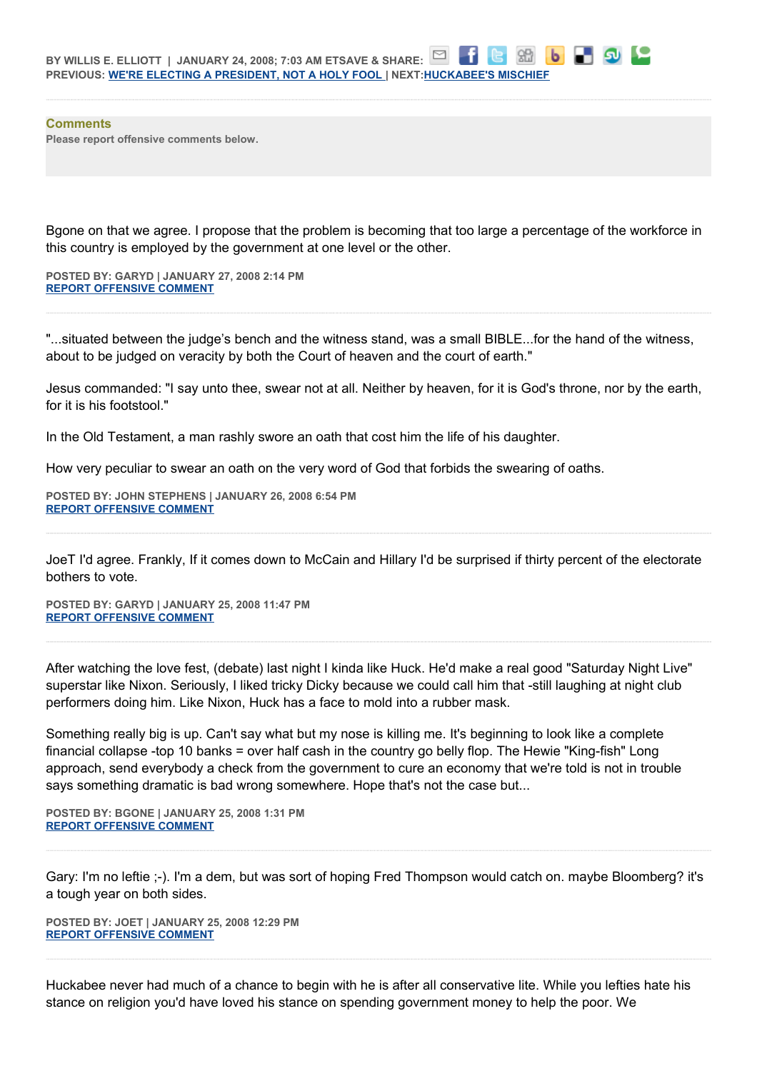BY WILLIS E. ELLIOTT | JANUARY 24, 2008; 7:03 AM ETSAVE & SHARE:
PREVIOUS: [WE'RE ELECTING A PRESIDENT, NOT A HOLY FOOL](#) | NEXT:[HUCKABEE'S MISCHIEF](#)

**Comments**

**Please report offensive comments below.**

Bgone on that we agree. I propose that the problem is becoming that too large a percentage of the workforce in this country is employed by the government at one level or the other.

**POSTED BY: GARYD | JANUARY 27, 2008 2:14 PM**
[REPORT OFFENSIVE COMMENT](#)

"...situated between the judge's bench and the witness stand, was a small BIBLE...for the hand of the witness, about to be judged on veracity by both the Court of heaven and the court of earth."

Jesus commanded: "I say unto thee, swear not at all. Neither by heaven, for it is God's throne, nor by the earth, for it is his footstool."

In the Old Testament, a man rashly swore an oath that cost him the life of his daughter.

How very peculiar to swear an oath on the very word of God that forbids the swearing of oaths.

**POSTED BY: JOHN STEPHENS | JANUARY 26, 2008 6:54 PM**
[REPORT OFFENSIVE COMMENT](#)

JoeT I'd agree. Frankly, If it comes down to McCain and Hillary I'd be surprised if thirty percent of the electorate bothers to vote.

**POSTED BY: GARYD | JANUARY 25, 2008 11:47 PM**
[REPORT OFFENSIVE COMMENT](#)

After watching the love fest, (debate) last night I kinda like Huck. He'd make a real good "Saturday Night Live" superstar like Nixon. Seriously, I liked tricky Dicky because we could call him that -still laughing at night club performers doing him. Like Nixon, Huck has a face to mold into a rubber mask.

Something really big is up. Can't say what but my nose is killing me. It's beginning to look like a complete financial collapse -top 10 banks = over half cash in the country go belly flop. The Hewie "King-fish" Long approach, send everybody a check from the government to cure an economy that we're told is not in trouble says something dramatic is bad wrong somewhere. Hope that's not the case but...

**POSTED BY: BGONE | JANUARY 25, 2008 1:31 PM**
[REPORT OFFENSIVE COMMENT](#)

Gary: I'm no leftie ;-). I'm a dem, but was sort of hoping Fred Thompson would catch on. maybe Bloomberg? it's a tough year on both sides.

**POSTED BY: JOET | JANUARY 25, 2008 12:29 PM**
[REPORT OFFENSIVE COMMENT](#)

Huckabee never had much of a chance to begin with he is after all conservative lite. While you lefties hate his stance on religion you'd have loved his stance on spending government money to help the poor. We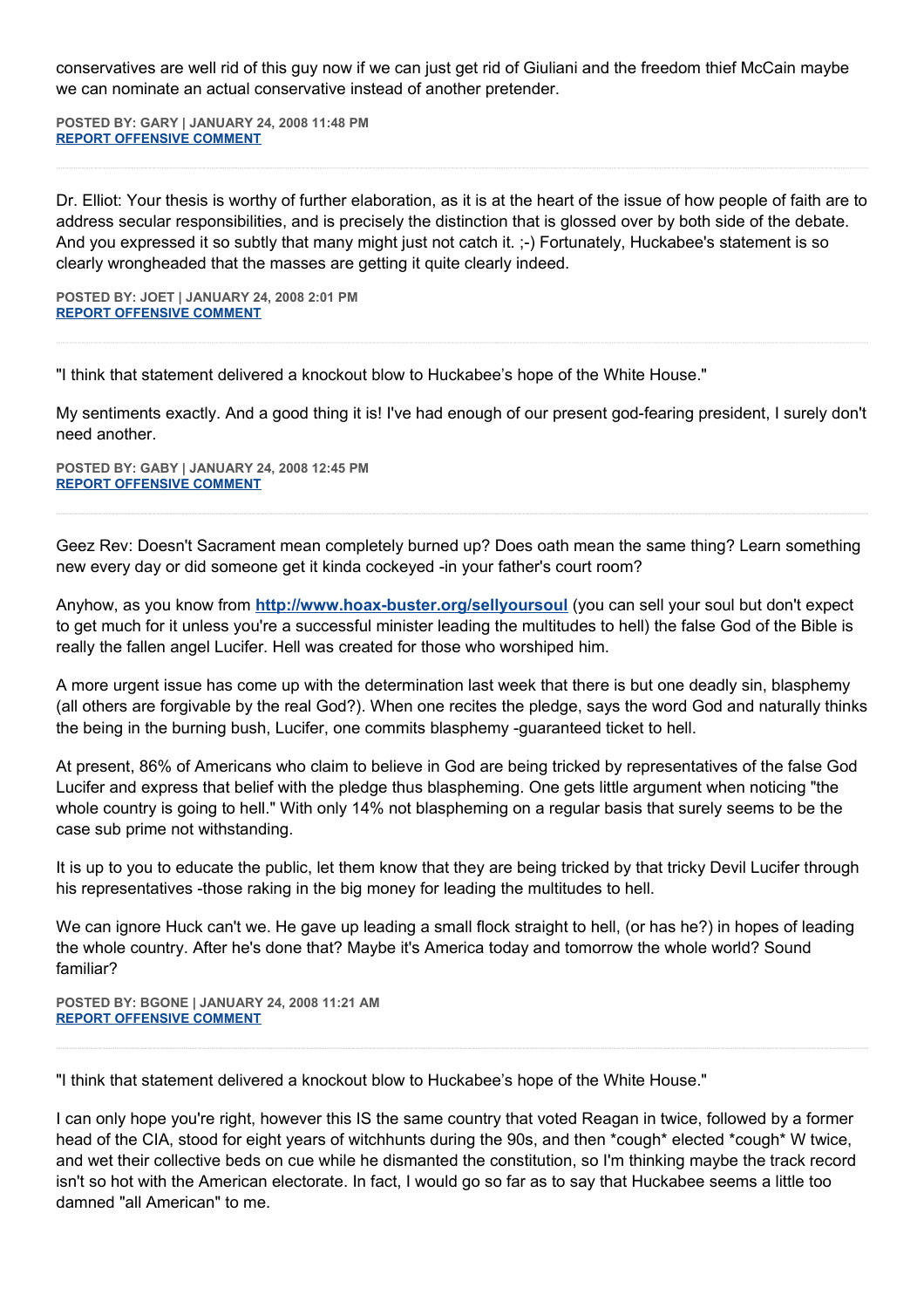conservatives are well rid of this guy now if we can just get rid of Giuliani and the freedom thief McCain maybe we can nominate an actual conservative instead of another pretender.

**POSTED BY: GARY | JANUARY 24, 2008 11:48 PM**
**REPORT OFFENSIVE COMMENT**

---

Dr. Elliot: Your thesis is worthy of further elaboration, as it is at the heart of the issue of how people of faith are to address secular responsibilities, and is precisely the distinction that is glossed over by both side of the debate. And you expressed it so subtly that many might just not catch it. ;-) Fortunately, Huckabee's statement is so clearly wrongheaded that the masses are getting it quite clearly indeed.

**POSTED BY: JOET | JANUARY 24, 2008 2:01 PM**
**REPORT OFFENSIVE COMMENT**

---

"I think that statement delivered a knockout blow to Huckabee's hope of the White House."

My sentiments exactly. And a good thing it is! I've had enough of our present god-fearing president, I surely don't need another.

**POSTED BY: GABY | JANUARY 24, 2008 12:45 PM**
**REPORT OFFENSIVE COMMENT**

---

Geez Rev: Doesn't Sacrament mean completely burned up? Does oath mean the same thing? Learn something new every day or did someone get it kinda cockeyed -in your father's court room?

Anyhow, as you know from **http://www.hoax-buster.org/sellyoursoul** (you can sell your soul but don't expect to get much for it unless you're a successful minister leading the multitudes to hell) the false God of the Bible is really the fallen angel Lucifer. Hell was created for those who worshiped him.

A more urgent issue has come up with the determination last week that there is but one deadly sin, blasphemy (all others are forgivable by the real God?). When one recites the pledge, says the word God and naturally thinks the being in the burning bush, Lucifer, one commits blasphemy -guaranteed ticket to hell.

At present, 86% of Americans who claim to believe in God are being tricked by representatives of the false God Lucifer and express that belief with the pledge thus blaspheming. One gets little argument when noticing "the whole country is going to hell." With only 14% not blaspheming on a regular basis that surely seems to be the case sub prime not withstanding.

It is up to you to educate the public, let them know that they are being tricked by that tricky Devil Lucifer through his representatives -those raking in the big money for leading the multitudes to hell.

We can ignore Huck can't we. He gave up leading a small flock straight to hell, (or has he?) in hopes of leading the whole country. After he's done that? Maybe it's America today and tomorrow the whole world? Sound familiar?

**POSTED BY: BGONE | JANUARY 24, 2008 11:21 AM**
**REPORT OFFENSIVE COMMENT**

---

"I think that statement delivered a knockout blow to Huckabee's hope of the White House."

I can only hope you're right, however this IS the same country that voted Reagan in twice, followed by a former head of the CIA, stood for eight years of witchhunts during the 90s, and then *cough* elected *cough* W twice, and wet their collective beds on cue while he dismanted the constitution, so I'm thinking maybe the track record isn't so hot with the American electorate. In fact, I would go so far as to say that Huckabee seems a little too damned "all American" to me.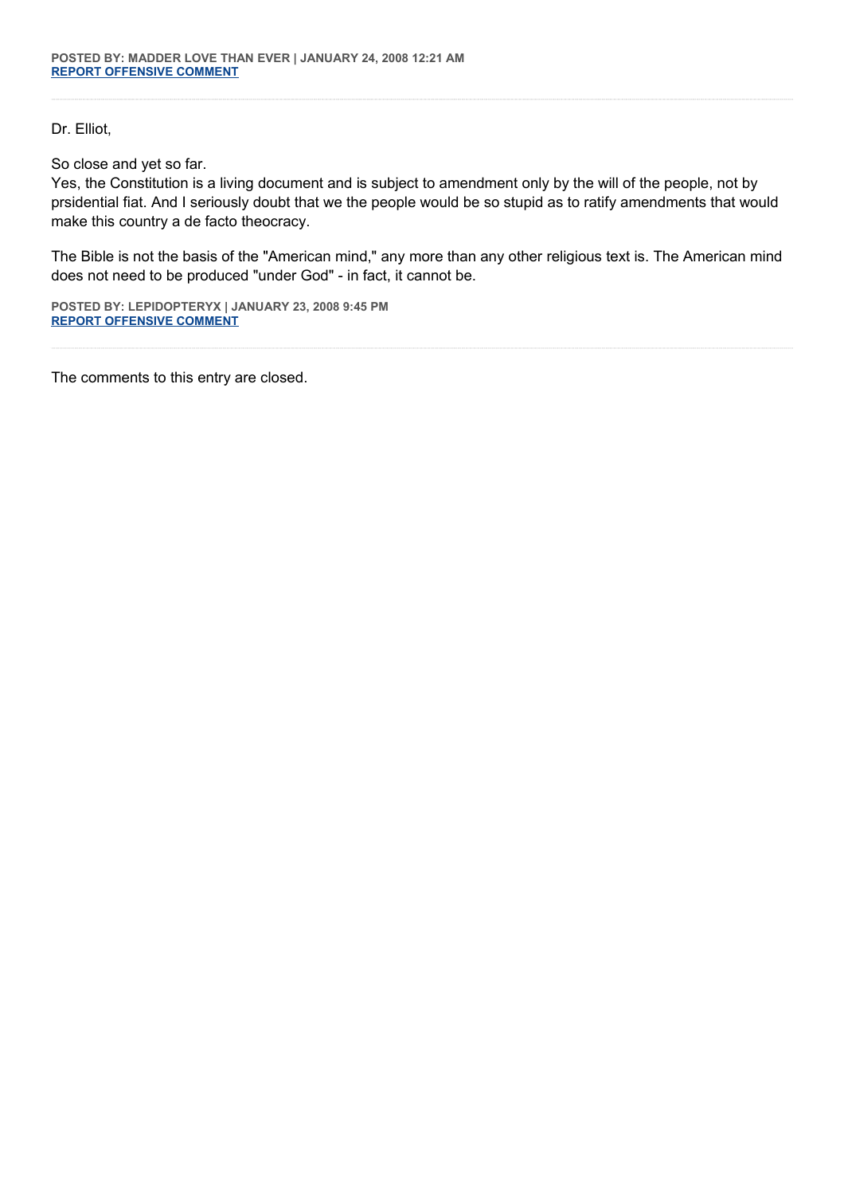**POSTED BY: MADDER LOVE THAN EVER | JANUARY 24, 2008 12:21 AM**
**REPORT OFFENSIVE COMMENT**

---

Dr. Elliot,

So close and yet so far.
Yes, the Constitution is a living document and is subject to amendment only by the will of the people, not by prsidential fiat. And I seriously doubt that we the people would be so stupid as to ratify amendments that would make this country a de facto theocracy.

The Bible is not the basis of the "American mind," any more than any other religious text is. The American mind does not need to be produced "under God" - in fact, it cannot be.

**POSTED BY: LEPIDOPTERYX | JANUARY 23, 2008 9:45 PM**
**REPORT OFFENSIVE COMMENT**

---

The comments to this entry are closed.